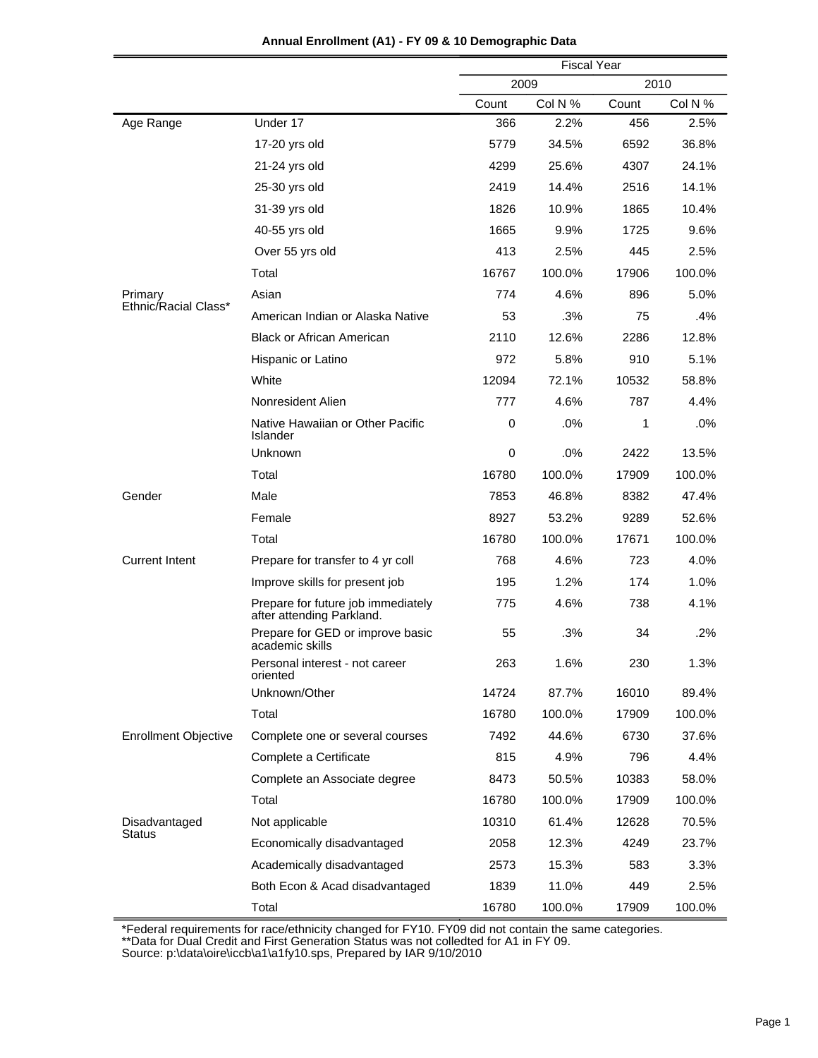# Annual Enrollment (A1) - FY 09 & 10 Demographic Data

| | | Fiscal Year | | | |
|---|---|---|---|---|---|
| | | 2009 | | 2010 | |
| | | Count | Col N % | Count | Col N % |
| Age Range | Under 17 | 366 | 2.2% | 456 | 2.5% |
| | 17-20 yrs old | 5779 | 34.5% | 6592 | 36.8% |
| | 21-24 yrs old | 4299 | 25.6% | 4307 | 24.1% |
| | 25-30 yrs old | 2419 | 14.4% | 2516 | 14.1% |
| | 31-39 yrs old | 1826 | 10.9% | 1865 | 10.4% |
| | 40-55 yrs old | 1665 | 9.9% | 1725 | 9.6% |
| | Over 55 yrs old | 413 | 2.5% | 445 | 2.5% |
| | Total | 16767 | 100.0% | 17906 | 100.0% |
| Primary Ethnic/Racial Class* | Asian | 774 | 4.6% | 896 | 5.0% |
| | American Indian or Alaska Native | 53 | .3% | 75 | .4% |
| | Black or African American | 2110 | 12.6% | 2286 | 12.8% |
| | Hispanic or Latino | 972 | 5.8% | 910 | 5.1% |
| | White | 12094 | 72.1% | 10532 | 58.8% |
| | Nonresident Alien | 777 | 4.6% | 787 | 4.4% |
| | Native Hawaiian or Other Pacific Islander | 0 | .0% | 1 | .0% |
| | Unknown | 0 | .0% | 2422 | 13.5% |
| | Total | 16780 | 100.0% | 17909 | 100.0% |
| Gender | Male | 7853 | 46.8% | 8382 | 47.4% |
| | Female | 8927 | 53.2% | 9289 | 52.6% |
| | Total | 16780 | 100.0% | 17671 | 100.0% |
| Current Intent | Prepare for transfer to 4 yr coll | 768 | 4.6% | 723 | 4.0% |
| | Improve skills for present job | 195 | 1.2% | 174 | 1.0% |
| | Prepare for future job immediately after attending Parkland. | 775 | 4.6% | 738 | 4.1% |
| | Prepare for GED or improve basic academic skills | 55 | .3% | 34 | .2% |
| | Personal interest - not career oriented | 263 | 1.6% | 230 | 1.3% |
| | Unknown/Other | 14724 | 87.7% | 16010 | 89.4% |
| | Total | 16780 | 100.0% | 17909 | 100.0% |
| Enrollment Objective | Complete one or several courses | 7492 | 44.6% | 6730 | 37.6% |
| | Complete a Certificate | 815 | 4.9% | 796 | 4.4% |
| | Complete an Associate degree | 8473 | 50.5% | 10383 | 58.0% |
| | Total | 16780 | 100.0% | 17909 | 100.0% |
| Disadvantaged Status | Not applicable | 10310 | 61.4% | 12628 | 70.5% |
| | Economically disadvantaged | 2058 | 12.3% | 4249 | 23.7% |
| | Academically disadvantaged | 2573 | 15.3% | 583 | 3.3% |
| | Both Econ & Acad disadvantaged | 1839 | 11.0% | 449 | 2.5% |
| | Total | 16780 | 100.0% | 17909 | 100.0% |

*Federal requirements for race/ethnicity changed for FY10. FY09 did not contain the same categories.
**Data for Dual Credit and First Generation Status was not colledted for A1 in FY 09.
Source: p:\data\oire\iccb\a1\a1fy10.sps, Prepared by IAR 9/10/2010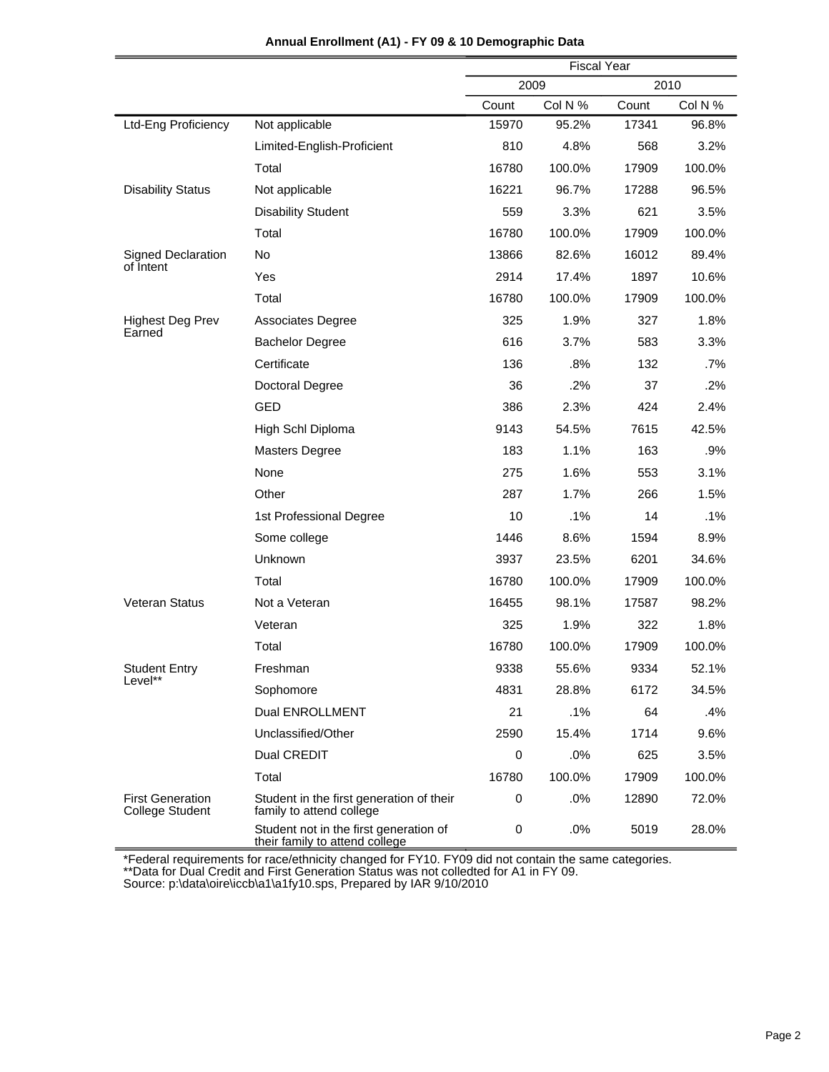**Annual Enrollment (A1) - FY 09 & 10 Demographic Data**

| | | Fiscal Year | | | |
|---|---|---|---|---|---|
| | | 2009 | | 2010 | |
| | | Count | Col N % | Count | Col N % |
| Ltd-Eng Proficiency | Not applicable | 15970 | 95.2% | 17341 | 96.8% |
| | Limited-English-Proficient | 810 | 4.8% | 568 | 3.2% |
| | Total | 16780 | 100.0% | 17909 | 100.0% |
| Disability Status | Not applicable | 16221 | 96.7% | 17288 | 96.5% |
| | Disability Student | 559 | 3.3% | 621 | 3.5% |
| | Total | 16780 | 100.0% | 17909 | 100.0% |
| Signed Declaration of Intent | No | 13866 | 82.6% | 16012 | 89.4% |
| | Yes | 2914 | 17.4% | 1897 | 10.6% |
| | Total | 16780 | 100.0% | 17909 | 100.0% |
| Highest Deg Prev Earned | Associates Degree | 325 | 1.9% | 327 | 1.8% |
| | Bachelor Degree | 616 | 3.7% | 583 | 3.3% |
| | Certificate | 136 | .8% | 132 | .7% |
| | Doctoral Degree | 36 | .2% | 37 | .2% |
| | GED | 386 | 2.3% | 424 | 2.4% |
| | High Schl Diploma | 9143 | 54.5% | 7615 | 42.5% |
| | Masters Degree | 183 | 1.1% | 163 | .9% |
| | None | 275 | 1.6% | 553 | 3.1% |
| | Other | 287 | 1.7% | 266 | 1.5% |
| | 1st Professional Degree | 10 | .1% | 14 | .1% |
| | Some college | 1446 | 8.6% | 1594 | 8.9% |
| | Unknown | 3937 | 23.5% | 6201 | 34.6% |
| | Total | 16780 | 100.0% | 17909 | 100.0% |
| Veteran Status | Not a Veteran | 16455 | 98.1% | 17587 | 98.2% |
| | Veteran | 325 | 1.9% | 322 | 1.8% |
| | Total | 16780 | 100.0% | 17909 | 100.0% |
| Student Entry Level** | Freshman | 9338 | 55.6% | 9334 | 52.1% |
| | Sophomore | 4831 | 28.8% | 6172 | 34.5% |
| | Dual ENROLLMENT | 21 | .1% | 64 | .4% |
| | Unclassified/Other | 2590 | 15.4% | 1714 | 9.6% |
| | Dual CREDIT | 0 | .0% | 625 | 3.5% |
| | Total | 16780 | 100.0% | 17909 | 100.0% |
| First Generation College Student | Student in the first generation of their family to attend college | 0 | .0% | 12890 | 72.0% |
| | Student not in the first generation of their family to attend college | 0 | .0% | 5019 | 28.0% |

*Federal requirements for race/ethnicity changed for FY10. FY09 did not contain the same categories.
**Data for Dual Credit and First Generation Status was not colledted for A1 in FY 09.
Source: p:\data\oire\iccb\a1\a1fy10.sps, Prepared by IAR 9/10/2010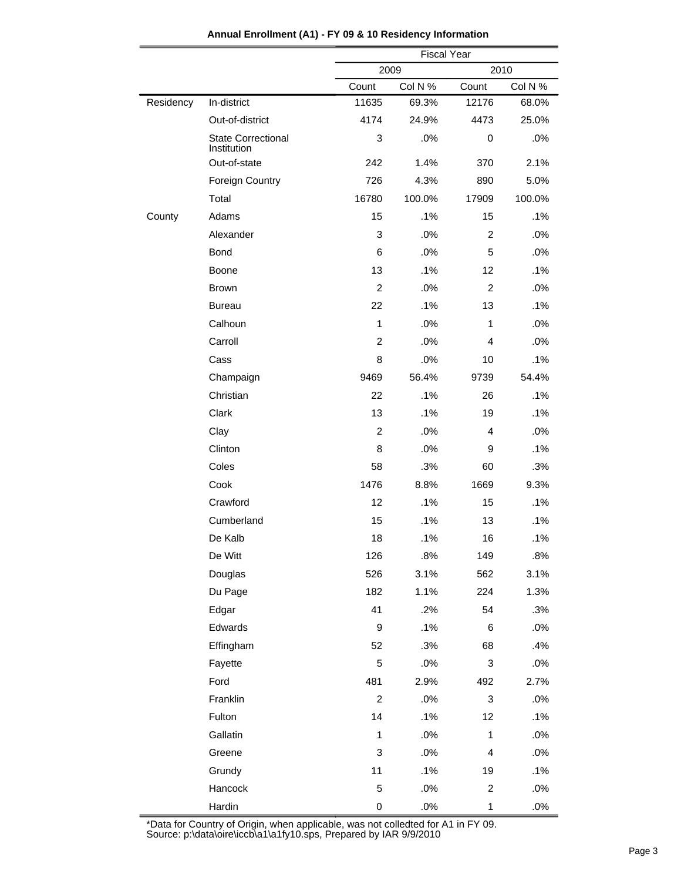**Annual Enrollment (A1) - FY 09 & 10 Residency Information**

| | | Fiscal Year | | | |
|---|---|---|---|---|---|
| | | 2009 | | 2010 | |
| | | Count | Col N % | Count | Col N % |
| Residency | In-district | 11635 | 69.3% | 12176 | 68.0% |
| | Out-of-district | 4174 | 24.9% | 4473 | 25.0% |
| | State Correctional Institution | 3 | .0% | 0 | .0% |
| | Out-of-state | 242 | 1.4% | 370 | 2.1% |
| | Foreign Country | 726 | 4.3% | 890 | 5.0% |
| | Total | 16780 | 100.0% | 17909 | 100.0% |
| County | Adams | 15 | .1% | 15 | .1% |
| | Alexander | 3 | .0% | 2 | .0% |
| | Bond | 6 | .0% | 5 | .0% |
| | Boone | 13 | .1% | 12 | .1% |
| | Brown | 2 | .0% | 2 | .0% |
| | Bureau | 22 | .1% | 13 | .1% |
| | Calhoun | 1 | .0% | 1 | .0% |
| | Carroll | 2 | .0% | 4 | .0% |
| | Cass | 8 | .0% | 10 | .1% |
| | Champaign | 9469 | 56.4% | 9739 | 54.4% |
| | Christian | 22 | .1% | 26 | .1% |
| | Clark | 13 | .1% | 19 | .1% |
| | Clay | 2 | .0% | 4 | .0% |
| | Clinton | 8 | .0% | 9 | .1% |
| | Coles | 58 | .3% | 60 | .3% |
| | Cook | 1476 | 8.8% | 1669 | 9.3% |
| | Crawford | 12 | .1% | 15 | .1% |
| | Cumberland | 15 | .1% | 13 | .1% |
| | De Kalb | 18 | .1% | 16 | .1% |
| | De Witt | 126 | .8% | 149 | .8% |
| | Douglas | 526 | 3.1% | 562 | 3.1% |
| | Du Page | 182 | 1.1% | 224 | 1.3% |
| | Edgar | 41 | .2% | 54 | .3% |
| | Edwards | 9 | .1% | 6 | .0% |
| | Effingham | 52 | .3% | 68 | .4% |
| | Fayette | 5 | .0% | 3 | .0% |
| | Ford | 481 | 2.9% | 492 | 2.7% |
| | Franklin | 2 | .0% | 3 | .0% |
| | Fulton | 14 | .1% | 12 | .1% |
| | Gallatin | 1 | .0% | 1 | .0% |
| | Greene | 3 | .0% | 4 | .0% |
| | Grundy | 11 | .1% | 19 | .1% |
| | Hancock | 5 | .0% | 2 | .0% |
| | Hardin | 0 | .0% | 1 | .0% |

*Data for Country of Origin, when applicable, was not colledted for A1 in FY 09.
Source: p:\data\oire\iccb\a1\a1fy10.sps, Prepared by IAR 9/9/2010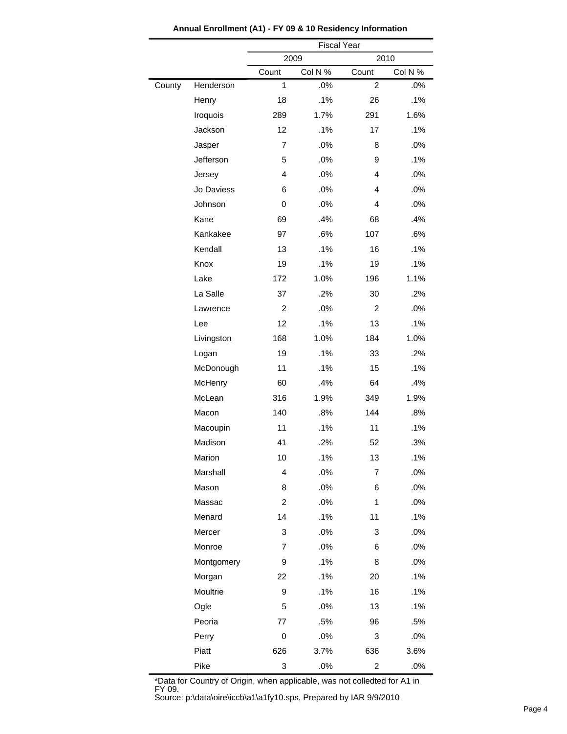**Annual Enrollment (A1) - FY 09 & 10 Residency Information**

| | | Fiscal Year | | | |
|---|---|---|---|---|---|
| | | 2009 | | 2010 | |
| | | Count | Col N % | Count | Col N % |
| County | Henderson | 1 | .0% | 2 | .0% |
| | Henry | 18 | .1% | 26 | .1% |
| | Iroquois | 289 | 1.7% | 291 | 1.6% |
| | Jackson | 12 | .1% | 17 | .1% |
| | Jasper | 7 | .0% | 8 | .0% |
| | Jefferson | 5 | .0% | 9 | .1% |
| | Jersey | 4 | .0% | 4 | .0% |
| | Jo Daviess | 6 | .0% | 4 | .0% |
| | Johnson | 0 | .0% | 4 | .0% |
| | Kane | 69 | .4% | 68 | .4% |
| | Kankakee | 97 | .6% | 107 | .6% |
| | Kendall | 13 | .1% | 16 | .1% |
| | Knox | 19 | .1% | 19 | .1% |
| | Lake | 172 | 1.0% | 196 | 1.1% |
| | La Salle | 37 | .2% | 30 | .2% |
| | Lawrence | 2 | .0% | 2 | .0% |
| | Lee | 12 | .1% | 13 | .1% |
| | Livingston | 168 | 1.0% | 184 | 1.0% |
| | Logan | 19 | .1% | 33 | .2% |
| | McDonough | 11 | .1% | 15 | .1% |
| | McHenry | 60 | .4% | 64 | .4% |
| | McLean | 316 | 1.9% | 349 | 1.9% |
| | Macon | 140 | .8% | 144 | .8% |
| | Macoupin | 11 | .1% | 11 | .1% |
| | Madison | 41 | .2% | 52 | .3% |
| | Marion | 10 | .1% | 13 | .1% |
| | Marshall | 4 | .0% | 7 | .0% |
| | Mason | 8 | .0% | 6 | .0% |
| | Massac | 2 | .0% | 1 | .0% |
| | Menard | 14 | .1% | 11 | .1% |
| | Mercer | 3 | .0% | 3 | .0% |
| | Monroe | 7 | .0% | 6 | .0% |
| | Montgomery | 9 | .1% | 8 | .0% |
| | Morgan | 22 | .1% | 20 | .1% |
| | Moultrie | 9 | .1% | 16 | .1% |
| | Ogle | 5 | .0% | 13 | .1% |
| | Peoria | 77 | .5% | 96 | .5% |
| | Perry | 0 | .0% | 3 | .0% |
| | Piatt | 626 | 3.7% | 636 | 3.6% |
| | Pike | 3 | .0% | 2 | .0% |

*Data for Country of Origin, when applicable, was not colledted for A1 in FY 09.
Source: p:\data\oire\iccb\a1\a1fy10.sps, Prepared by IAR 9/9/2010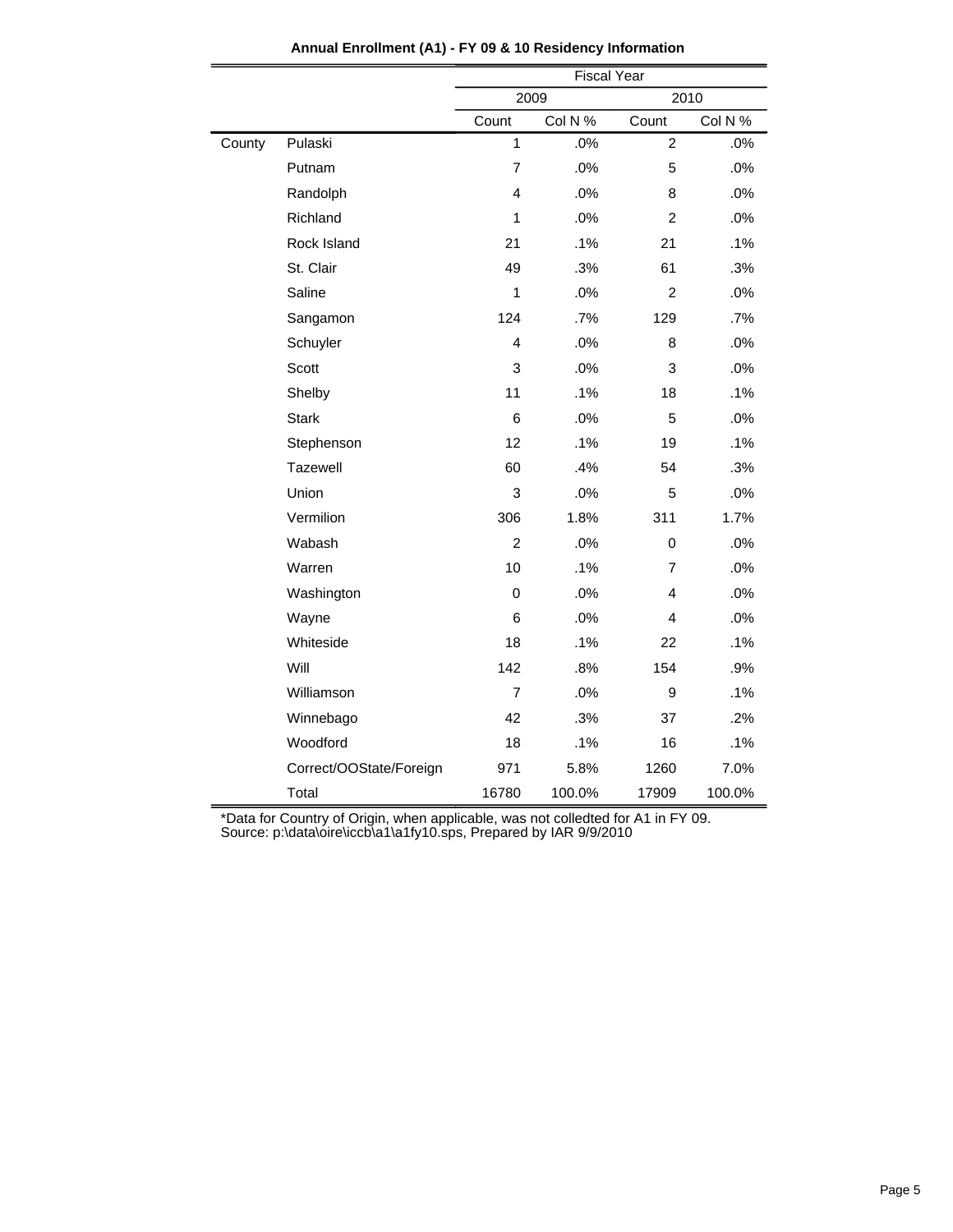**Annual Enrollment (A1) - FY 09 & 10 Residency Information**

| | | Fiscal Year | | | |
|---|---|---|---|---|---|
| | | 2009 | | 2010 | |
| | | Count | Col N % | Count | Col N % |
| County | Pulaski | 1 | .0% | 2 | .0% |
| | Putnam | 7 | .0% | 5 | .0% |
| | Randolph | 4 | .0% | 8 | .0% |
| | Richland | 1 | .0% | 2 | .0% |
| | Rock Island | 21 | .1% | 21 | .1% |
| | St. Clair | 49 | .3% | 61 | .3% |
| | Saline | 1 | .0% | 2 | .0% |
| | Sangamon | 124 | .7% | 129 | .7% |
| | Schuyler | 4 | .0% | 8 | .0% |
| | Scott | 3 | .0% | 3 | .0% |
| | Shelby | 11 | .1% | 18 | .1% |
| | Stark | 6 | .0% | 5 | .0% |
| | Stephenson | 12 | .1% | 19 | .1% |
| | Tazewell | 60 | .4% | 54 | .3% |
| | Union | 3 | .0% | 5 | .0% |
| | Vermilion | 306 | 1.8% | 311 | 1.7% |
| | Wabash | 2 | .0% | 0 | .0% |
| | Warren | 10 | .1% | 7 | .0% |
| | Washington | 0 | .0% | 4 | .0% |
| | Wayne | 6 | .0% | 4 | .0% |
| | Whiteside | 18 | .1% | 22 | .1% |
| | Will | 142 | .8% | 154 | .9% |
| | Williamson | 7 | .0% | 9 | .1% |
| | Winnebago | 42 | .3% | 37 | .2% |
| | Woodford | 18 | .1% | 16 | .1% |
| | Correct/OOState/Foreign | 971 | 5.8% | 1260 | 7.0% |
| | Total | 16780 | 100.0% | 17909 | 100.0% |

*Data for Country of Origin, when applicable, was not colledted for A1 in FY 09.
Source: p:\data\oire\iccb\a1\a1fy10.sps, Prepared by IAR 9/9/2010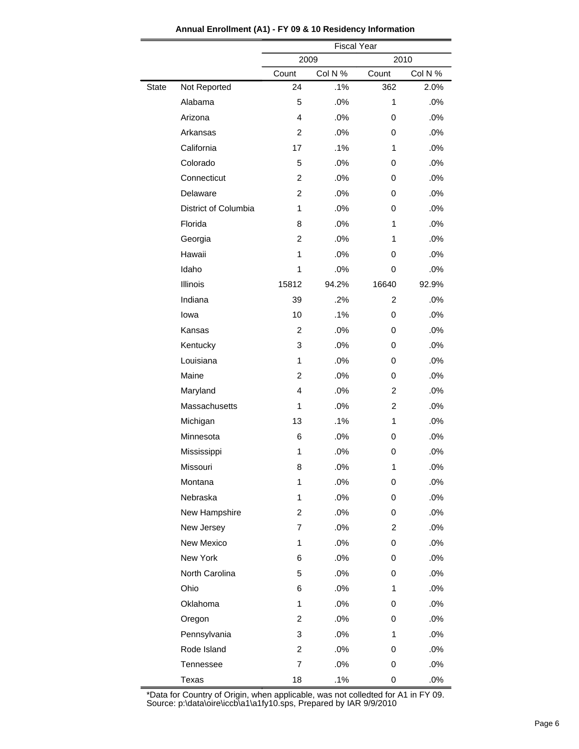**Annual Enrollment (A1) - FY 09 & 10 Residency Information**

| | | Fiscal Year | | | |
|---|---|---|---|---|---|
| | | 2009 | | 2010 | |
| | | Count | Col N % | Count | Col N % |
| State | Not Reported | 24 | .1% | 362 | 2.0% |
| | Alabama | 5 | .0% | 1 | .0% |
| | Arizona | 4 | .0% | 0 | .0% |
| | Arkansas | 2 | .0% | 0 | .0% |
| | California | 17 | .1% | 1 | .0% |
| | Colorado | 5 | .0% | 0 | .0% |
| | Connecticut | 2 | .0% | 0 | .0% |
| | Delaware | 2 | .0% | 0 | .0% |
| | District of Columbia | 1 | .0% | 0 | .0% |
| | Florida | 8 | .0% | 1 | .0% |
| | Georgia | 2 | .0% | 1 | .0% |
| | Hawaii | 1 | .0% | 0 | .0% |
| | Idaho | 1 | .0% | 0 | .0% |
| | Illinois | 15812 | 94.2% | 16640 | 92.9% |
| | Indiana | 39 | .2% | 2 | .0% |
| | Iowa | 10 | .1% | 0 | .0% |
| | Kansas | 2 | .0% | 0 | .0% |
| | Kentucky | 3 | .0% | 0 | .0% |
| | Louisiana | 1 | .0% | 0 | .0% |
| | Maine | 2 | .0% | 0 | .0% |
| | Maryland | 4 | .0% | 2 | .0% |
| | Massachusetts | 1 | .0% | 2 | .0% |
| | Michigan | 13 | .1% | 1 | .0% |
| | Minnesota | 6 | .0% | 0 | .0% |
| | Mississippi | 1 | .0% | 0 | .0% |
| | Missouri | 8 | .0% | 1 | .0% |
| | Montana | 1 | .0% | 0 | .0% |
| | Nebraska | 1 | .0% | 0 | .0% |
| | New Hampshire | 2 | .0% | 0 | .0% |
| | New Jersey | 7 | .0% | 2 | .0% |
| | New Mexico | 1 | .0% | 0 | .0% |
| | New York | 6 | .0% | 0 | .0% |
| | North Carolina | 5 | .0% | 0 | .0% |
| | Ohio | 6 | .0% | 1 | .0% |
| | Oklahoma | 1 | .0% | 0 | .0% |
| | Oregon | 2 | .0% | 0 | .0% |
| | Pennsylvania | 3 | .0% | 1 | .0% |
| | Rode Island | 2 | .0% | 0 | .0% |
| | Tennessee | 7 | .0% | 0 | .0% |
| | Texas | 18 | .1% | 0 | .0% |

*Data for Country of Origin, when applicable, was not colledted for A1 in FY 09.
Source: p:\data\oire\iccb\a1\a1fy10.sps, Prepared by IAR 9/9/2010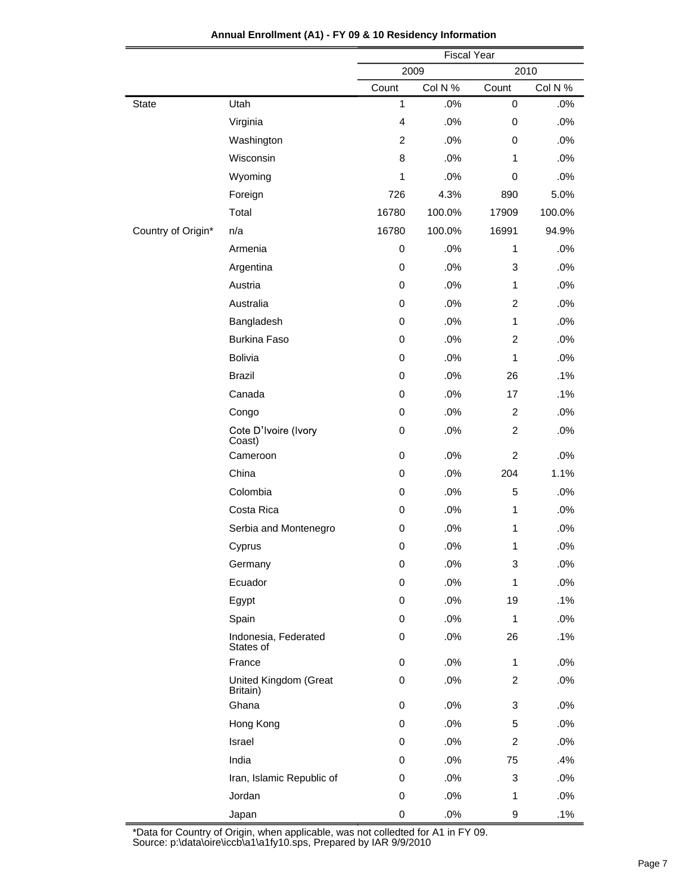**Annual Enrollment (A1) - FY 09 & 10 Residency Information**

| | | Fiscal Year | | | |
|---|---|---|---|---|---|
| | | 2009 | | 2010 | |
| | | Count | Col N % | Count | Col N % |
| State | Utah | 1 | .0% | 0 | .0% |
| | Virginia | 4 | .0% | 0 | .0% |
| | Washington | 2 | .0% | 0 | .0% |
| | Wisconsin | 8 | .0% | 1 | .0% |
| | Wyoming | 1 | .0% | 0 | .0% |
| | Foreign | 726 | 4.3% | 890 | 5.0% |
| | Total | 16780 | 100.0% | 17909 | 100.0% |
| Country of Origin* | n/a | 16780 | 100.0% | 16991 | 94.9% |
| | Armenia | 0 | .0% | 1 | .0% |
| | Argentina | 0 | .0% | 3 | .0% |
| | Austria | 0 | .0% | 1 | .0% |
| | Australia | 0 | .0% | 2 | .0% |
| | Bangladesh | 0 | .0% | 1 | .0% |
| | Burkina Faso | 0 | .0% | 2 | .0% |
| | Bolivia | 0 | .0% | 1 | .0% |
| | Brazil | 0 | .0% | 26 | .1% |
| | Canada | 0 | .0% | 17 | .1% |
| | Congo | 0 | .0% | 2 | .0% |
| | Cote D'Ivoire (Ivory Coast) | 0 | .0% | 2 | .0% |
| | Cameroon | 0 | .0% | 2 | .0% |
| | China | 0 | .0% | 204 | 1.1% |
| | Colombia | 0 | .0% | 5 | .0% |
| | Costa Rica | 0 | .0% | 1 | .0% |
| | Serbia and Montenegro | 0 | .0% | 1 | .0% |
| | Cyprus | 0 | .0% | 1 | .0% |
| | Germany | 0 | .0% | 3 | .0% |
| | Ecuador | 0 | .0% | 1 | .0% |
| | Egypt | 0 | .0% | 19 | .1% |
| | Spain | 0 | .0% | 1 | .0% |
| | Indonesia, Federated States of | 0 | .0% | 26 | .1% |
| | France | 0 | .0% | 1 | .0% |
| | United Kingdom (Great Britain) | 0 | .0% | 2 | .0% |
| | Ghana | 0 | .0% | 3 | .0% |
| | Hong Kong | 0 | .0% | 5 | .0% |
| | Israel | 0 | .0% | 2 | .0% |
| | India | 0 | .0% | 75 | .4% |
| | Iran, Islamic Republic of | 0 | .0% | 3 | .0% |
| | Jordan | 0 | .0% | 1 | .0% |
| | Japan | 0 | .0% | 9 | .1% |

*Data for Country of Origin, when applicable, was not colledted for A1 in FY 09.
Source: p:\data\oire\iccb\a1\a1fy10.sps, Prepared by IAR 9/9/2010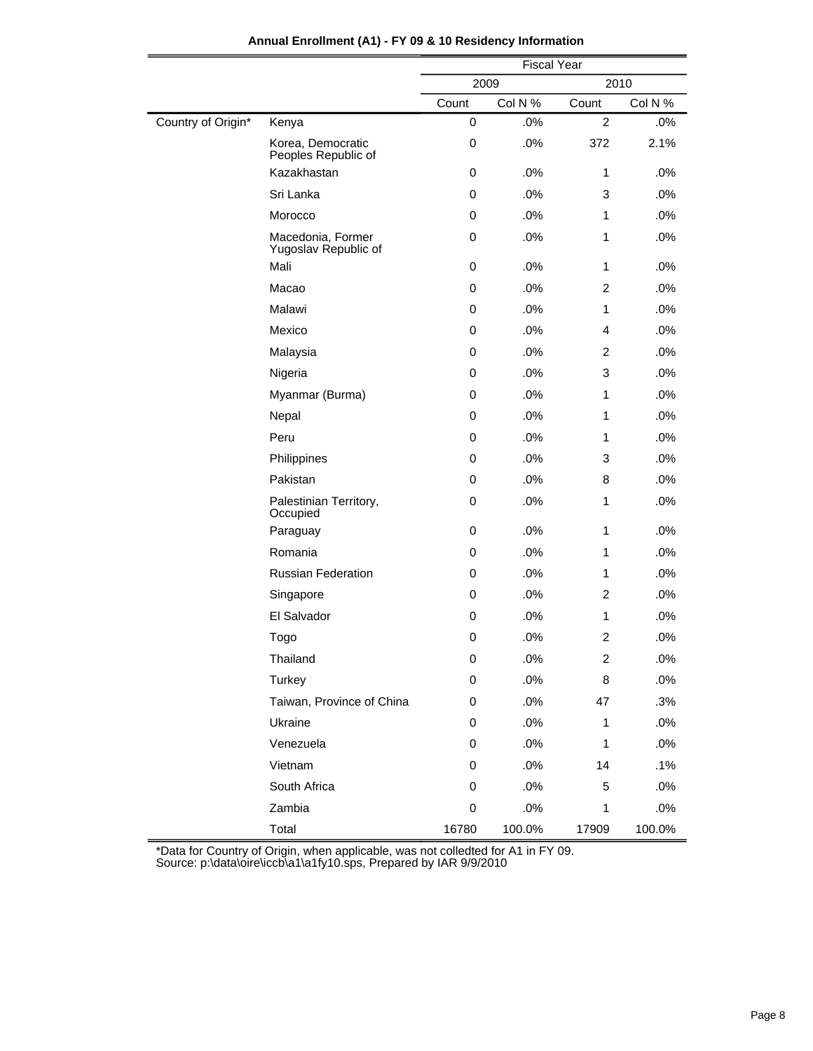**Annual Enrollment (A1) - FY 09 & 10 Residency Information**

| | | Fiscal Year | | | |
|---|---|---|---|---|---|
| | | 2009 | | 2010 | |
| | | Count | Col N % | Count | Col N % |
| Country of Origin* | Kenya | 0 | .0% | 2 | .0% |
| | Korea, Democratic Peoples Republic of | 0 | .0% | 372 | 2.1% |
| | Kazakhastan | 0 | .0% | 1 | .0% |
| | Sri Lanka | 0 | .0% | 3 | .0% |
| | Morocco | 0 | .0% | 1 | .0% |
| | Macedonia, Former Yugoslav Republic of | 0 | .0% | 1 | .0% |
| | Mali | 0 | .0% | 1 | .0% |
| | Macao | 0 | .0% | 2 | .0% |
| | Malawi | 0 | .0% | 1 | .0% |
| | Mexico | 0 | .0% | 4 | .0% |
| | Malaysia | 0 | .0% | 2 | .0% |
| | Nigeria | 0 | .0% | 3 | .0% |
| | Myanmar (Burma) | 0 | .0% | 1 | .0% |
| | Nepal | 0 | .0% | 1 | .0% |
| | Peru | 0 | .0% | 1 | .0% |
| | Philippines | 0 | .0% | 3 | .0% |
| | Pakistan | 0 | .0% | 8 | .0% |
| | Palestinian Territory, Occupied | 0 | .0% | 1 | .0% |
| | Paraguay | 0 | .0% | 1 | .0% |
| | Romania | 0 | .0% | 1 | .0% |
| | Russian Federation | 0 | .0% | 1 | .0% |
| | Singapore | 0 | .0% | 2 | .0% |
| | El Salvador | 0 | .0% | 1 | .0% |
| | Togo | 0 | .0% | 2 | .0% |
| | Thailand | 0 | .0% | 2 | .0% |
| | Turkey | 0 | .0% | 8 | .0% |
| | Taiwan, Province of China | 0 | .0% | 47 | .3% |
| | Ukraine | 0 | .0% | 1 | .0% |
| | Venezuela | 0 | .0% | 1 | .0% |
| | Vietnam | 0 | .0% | 14 | .1% |
| | South Africa | 0 | .0% | 5 | .0% |
| | Zambia | 0 | .0% | 1 | .0% |
| | Total | 16780 | 100.0% | 17909 | 100.0% |

*Data for Country of Origin, when applicable, was not colledted for A1 in FY 09.
Source: p:\data\oire\iccb\a1\a1fy10.sps, Prepared by IAR 9/9/2010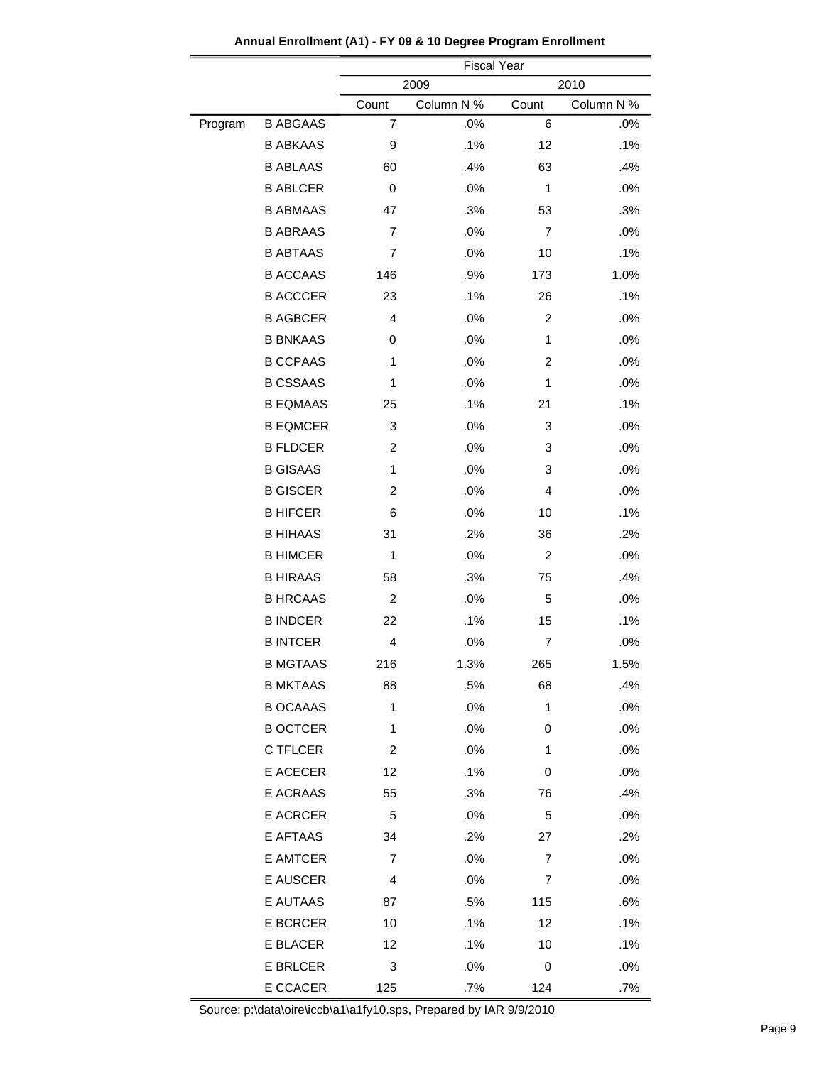**Annual Enrollment (A1) - FY 09 & 10 Degree Program Enrollment**

| | | Fiscal Year | | | |
|---|---|---|---|---|---|
| | | 2009 | | 2010 | |
| | | Count | Column N % | Count | Column N % |
| Program | B ABGAAS | 7 | .0% | 6 | .0% |
| | B ABKAAS | 9 | .1% | 12 | .1% |
| | B ABLAAS | 60 | .4% | 63 | .4% |
| | B ABLCER | 0 | .0% | 1 | .0% |
| | B ABMAAS | 47 | .3% | 53 | .3% |
| | B ABRAAS | 7 | .0% | 7 | .0% |
| | B ABTAAS | 7 | .0% | 10 | .1% |
| | B ACCAAS | 146 | .9% | 173 | 1.0% |
| | B ACCCER | 23 | .1% | 26 | .1% |
| | B AGBCER | 4 | .0% | 2 | .0% |
| | B BNKAAS | 0 | .0% | 1 | .0% |
| | B CCPAAS | 1 | .0% | 2 | .0% |
| | B CSSAAS | 1 | .0% | 1 | .0% |
| | B EQMAAS | 25 | .1% | 21 | .1% |
| | B EQMCER | 3 | .0% | 3 | .0% |
| | B FLDCER | 2 | .0% | 3 | .0% |
| | B GISAAS | 1 | .0% | 3 | .0% |
| | B GISCER | 2 | .0% | 4 | .0% |
| | B HIFCER | 6 | .0% | 10 | .1% |
| | B HIHAAS | 31 | .2% | 36 | .2% |
| | B HIMCER | 1 | .0% | 2 | .0% |
| | B HIRAAS | 58 | .3% | 75 | .4% |
| | B HRCAAS | 2 | .0% | 5 | .0% |
| | B INDCER | 22 | .1% | 15 | .1% |
| | B INTCER | 4 | .0% | 7 | .0% |
| | B MGTAAS | 216 | 1.3% | 265 | 1.5% |
| | B MKTAAS | 88 | .5% | 68 | .4% |
| | B OCAAAS | 1 | .0% | 1 | .0% |
| | B OCTCER | 1 | .0% | 0 | .0% |
| | C TFLCER | 2 | .0% | 1 | .0% |
| | E ACECER | 12 | .1% | 0 | .0% |
| | E ACRAAS | 55 | .3% | 76 | .4% |
| | E ACRCER | 5 | .0% | 5 | .0% |
| | E AFTAAS | 34 | .2% | 27 | .2% |
| | E AMTCER | 7 | .0% | 7 | .0% |
| | E AUSCER | 4 | .0% | 7 | .0% |
| | E AUTAAS | 87 | .5% | 115 | .6% |
| | E BCRCER | 10 | .1% | 12 | .1% |
| | E BLACER | 12 | .1% | 10 | .1% |
| | E BRLCER | 3 | .0% | 0 | .0% |
| | E CCACER | 125 | .7% | 124 | .7% |

Source: p:\data\oire\iccb\a1\a1fy10.sps, Prepared by IAR 9/9/2010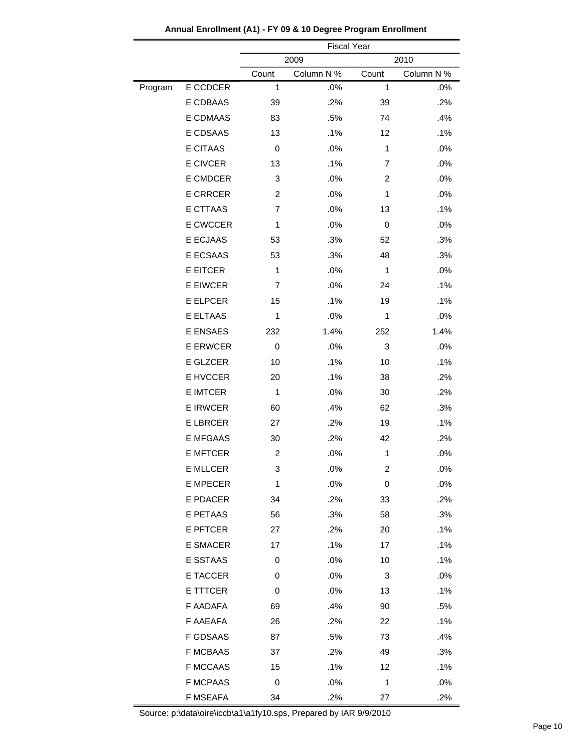**Annual Enrollment (A1) - FY 09 & 10 Degree Program Enrollment**

| | | Fiscal Year | | | |
|---|---|---|---|---|---|
| | | 2009 | | 2010 | |
| | | Count | Column N % | Count | Column N % |
| Program | E CCDCER | 1 | .0% | 1 | .0% |
| | E CDBAAS | 39 | .2% | 39 | .2% |
| | E CDMAAS | 83 | .5% | 74 | .4% |
| | E CDSAAS | 13 | .1% | 12 | .1% |
| | E CITAAS | 0 | .0% | 1 | .0% |
| | E CIVCER | 13 | .1% | 7 | .0% |
| | E CMDCER | 3 | .0% | 2 | .0% |
| | E CRRCER | 2 | .0% | 1 | .0% |
| | E CTTAAS | 7 | .0% | 13 | .1% |
| | E CWCCER | 1 | .0% | 0 | .0% |
| | E ECJAAS | 53 | .3% | 52 | .3% |
| | E ECSAAS | 53 | .3% | 48 | .3% |
| | E EITCER | 1 | .0% | 1 | .0% |
| | E EIWCER | 7 | .0% | 24 | .1% |
| | E ELPCER | 15 | .1% | 19 | .1% |
| | E ELTAAS | 1 | .0% | 1 | .0% |
| | E ENSAES | 232 | 1.4% | 252 | 1.4% |
| | E ERWCER | 0 | .0% | 3 | .0% |
| | E GLZCER | 10 | .1% | 10 | .1% |
| | E HVCCER | 20 | .1% | 38 | .2% |
| | E IMTCER | 1 | .0% | 30 | .2% |
| | E IRWCER | 60 | .4% | 62 | .3% |
| | E LBRCER | 27 | .2% | 19 | .1% |
| | E MFGAAS | 30 | .2% | 42 | .2% |
| | E MFTCER | 2 | .0% | 1 | .0% |
| | E MLLCER | 3 | .0% | 2 | .0% |
| | E MPECER | 1 | .0% | 0 | .0% |
| | E PDACER | 34 | .2% | 33 | .2% |
| | E PETAAS | 56 | .3% | 58 | .3% |
| | E PFTCER | 27 | .2% | 20 | .1% |
| | E SMACER | 17 | .1% | 17 | .1% |
| | E SSTAAS | 0 | .0% | 10 | .1% |
| | E TACCER | 0 | .0% | 3 | .0% |
| | E TTTCER | 0 | .0% | 13 | .1% |
| | F AADAFA | 69 | .4% | 90 | .5% |
| | F AAEAFA | 26 | .2% | 22 | .1% |
| | F GDSAAS | 87 | .5% | 73 | .4% |
| | F MCBAAS | 37 | .2% | 49 | .3% |
| | F MCCAAS | 15 | .1% | 12 | .1% |
| | F MCPAAS | 0 | .0% | 1 | .0% |
| | F MSEAFA | 34 | .2% | 27 | .2% |

Source: p:\data\oire\iccb\a1\a1fy10.sps, Prepared by IAR 9/9/2010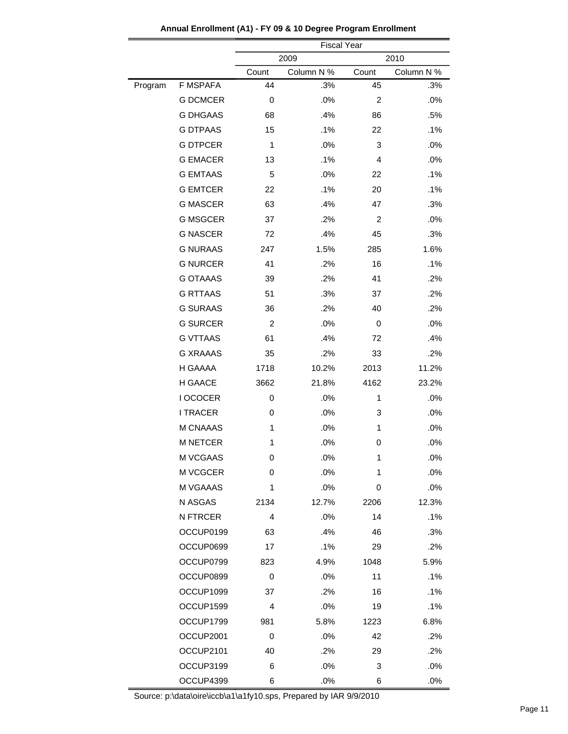**Annual Enrollment (A1) - FY 09 & 10 Degree Program Enrollment**

| | | Fiscal Year | | | |
|---|---|---|---|---|---|
| | | 2009 | | 2010 | |
| | | Count | Column N % | Count | Column N % |
| Program | F MSPAFA | 44 | .3% | 45 | .3% |
| | G DCMCER | 0 | .0% | 2 | .0% |
| | G DHGAAS | 68 | .4% | 86 | .5% |
| | G DTPAAS | 15 | .1% | 22 | .1% |
| | G DTPCER | 1 | .0% | 3 | .0% |
| | G EMACER | 13 | .1% | 4 | .0% |
| | G EMTAAS | 5 | .0% | 22 | .1% |
| | G EMTCER | 22 | .1% | 20 | .1% |
| | G MASCER | 63 | .4% | 47 | .3% |
| | G MSGCER | 37 | .2% | 2 | .0% |
| | G NASCER | 72 | .4% | 45 | .3% |
| | G NURAAS | 247 | 1.5% | 285 | 1.6% |
| | G NURCER | 41 | .2% | 16 | .1% |
| | G OTAAAS | 39 | .2% | 41 | .2% |
| | G RTTAAS | 51 | .3% | 37 | .2% |
| | G SURAAS | 36 | .2% | 40 | .2% |
| | G SURCER | 2 | .0% | 0 | .0% |
| | G VTTAAS | 61 | .4% | 72 | .4% |
| | G XRAAAS | 35 | .2% | 33 | .2% |
| | H GAAAA | 1718 | 10.2% | 2013 | 11.2% |
| | H GAACE | 3662 | 21.8% | 4162 | 23.2% |
| | I OCOCER | 0 | .0% | 1 | .0% |
| | I TRACER | 0 | .0% | 3 | .0% |
| | M CNAAAS | 1 | .0% | 1 | .0% |
| | M NETCER | 1 | .0% | 0 | .0% |
| | M VCGAAS | 0 | .0% | 1 | .0% |
| | M VCGCER | 0 | .0% | 1 | .0% |
| | M VGAAAS | 1 | .0% | 0 | .0% |
| | N ASGAS | 2134 | 12.7% | 2206 | 12.3% |
| | N FTRCER | 4 | .0% | 14 | .1% |
| | OCCUP0199 | 63 | .4% | 46 | .3% |
| | OCCUP0699 | 17 | .1% | 29 | .2% |
| | OCCUP0799 | 823 | 4.9% | 1048 | 5.9% |
| | OCCUP0899 | 0 | .0% | 11 | .1% |
| | OCCUP1099 | 37 | .2% | 16 | .1% |
| | OCCUP1599 | 4 | .0% | 19 | .1% |
| | OCCUP1799 | 981 | 5.8% | 1223 | 6.8% |
| | OCCUP2001 | 0 | .0% | 42 | .2% |
| | OCCUP2101 | 40 | .2% | 29 | .2% |
| | OCCUP3199 | 6 | .0% | 3 | .0% |
| | OCCUP4399 | 6 | .0% | 6 | .0% |

Source: p:\data\oire\iccb\a1\a1fy10.sps, Prepared by IAR 9/9/2010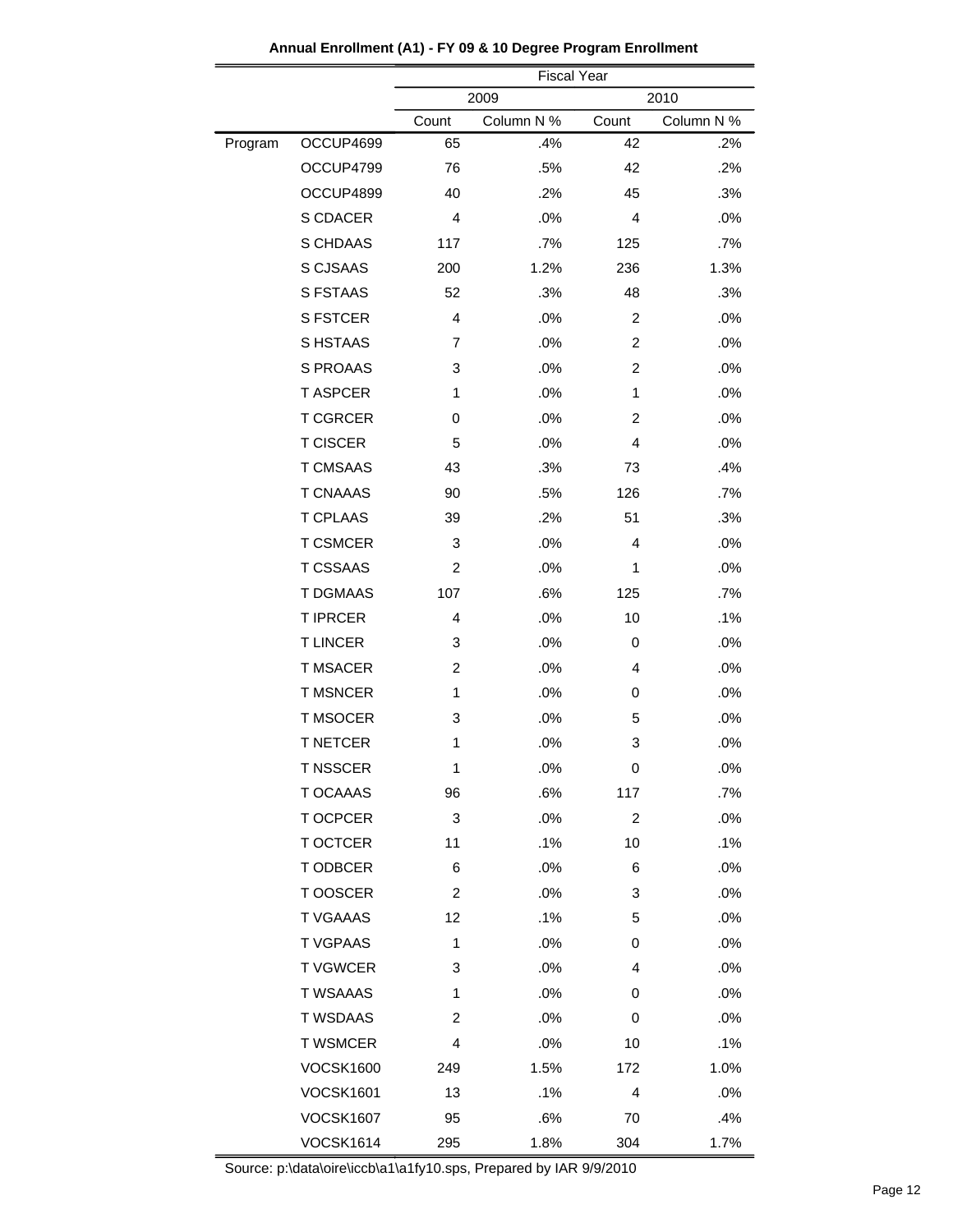**Annual Enrollment (A1) - FY 09 & 10 Degree Program Enrollment**

| | | Fiscal Year | | | |
|---|---|---|---|---|---|
| | | 2009 | | 2010 | |
| | | Count | Column N % | Count | Column N % |
| Program | OCCUP4699 | 65 | .4% | 42 | .2% |
| | OCCUP4799 | 76 | .5% | 42 | .2% |
| | OCCUP4899 | 40 | .2% | 45 | .3% |
| | S CDACER | 4 | .0% | 4 | .0% |
| | S CHDAAS | 117 | .7% | 125 | .7% |
| | S CJSAAS | 200 | 1.2% | 236 | 1.3% |
| | S FSTAAS | 52 | .3% | 48 | .3% |
| | S FSTCER | 4 | .0% | 2 | .0% |
| | S HSTAAS | 7 | .0% | 2 | .0% |
| | S PROAAS | 3 | .0% | 2 | .0% |
| | T ASPCER | 1 | .0% | 1 | .0% |
| | T CGRCER | 0 | .0% | 2 | .0% |
| | T CISCER | 5 | .0% | 4 | .0% |
| | T CMSAAS | 43 | .3% | 73 | .4% |
| | T CNAAAS | 90 | .5% | 126 | .7% |
| | T CPLAAS | 39 | .2% | 51 | .3% |
| | T CSMCER | 3 | .0% | 4 | .0% |
| | T CSSAAS | 2 | .0% | 1 | .0% |
| | T DGMAAS | 107 | .6% | 125 | .7% |
| | T IPRCER | 4 | .0% | 10 | .1% |
| | T LINCER | 3 | .0% | 0 | .0% |
| | T MSACER | 2 | .0% | 4 | .0% |
| | T MSNCER | 1 | .0% | 0 | .0% |
| | T MSOCER | 3 | .0% | 5 | .0% |
| | T NETCER | 1 | .0% | 3 | .0% |
| | T NSSCER | 1 | .0% | 0 | .0% |
| | T OCAAAS | 96 | .6% | 117 | .7% |
| | T OCPCER | 3 | .0% | 2 | .0% |
| | T OCTCER | 11 | .1% | 10 | .1% |
| | T ODBCER | 6 | .0% | 6 | .0% |
| | T OOSCER | 2 | .0% | 3 | .0% |
| | T VGAAAS | 12 | .1% | 5 | .0% |
| | T VGPAAS | 1 | .0% | 0 | .0% |
| | T VGWCER | 3 | .0% | 4 | .0% |
| | T WSAAAS | 1 | .0% | 0 | .0% |
| | T WSDAAS | 2 | .0% | 0 | .0% |
| | T WSMCER | 4 | .0% | 10 | .1% |
| | VOCSK1600 | 249 | 1.5% | 172 | 1.0% |
| | VOCSK1601 | 13 | .1% | 4 | .0% |
| | VOCSK1607 | 95 | .6% | 70 | .4% |
| | VOCSK1614 | 295 | 1.8% | 304 | 1.7% |

Source: p:\data\oire\iccb\a1\a1fy10.sps, Prepared by IAR 9/9/2010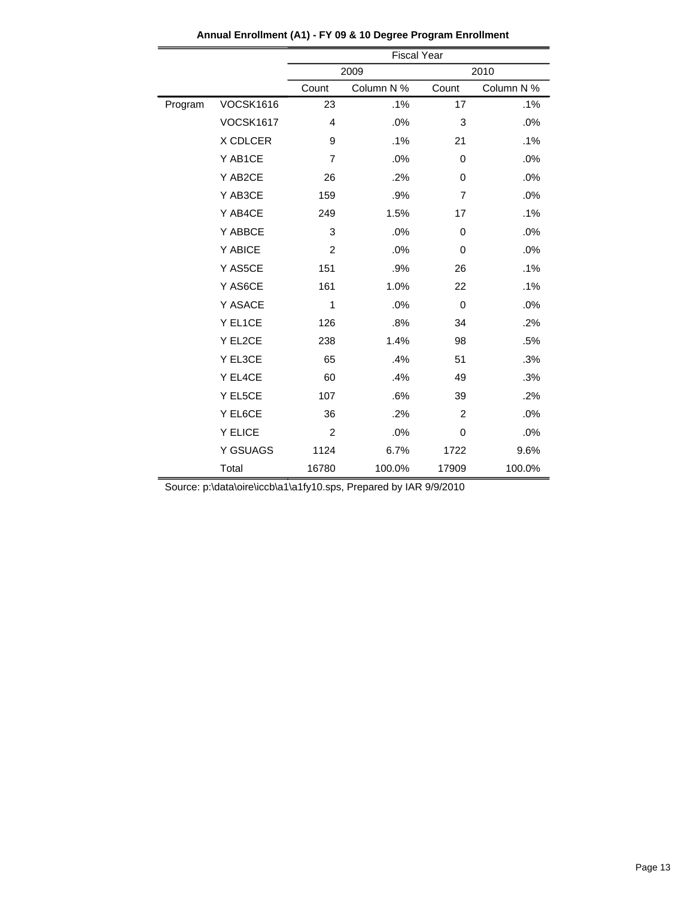**Annual Enrollment (A1) - FY 09 & 10 Degree Program Enrollment**

| | | Fiscal Year | | | |
|---|---|---|---|---|---|
| | | 2009 | | 2010 | |
| | | Count | Column N % | Count | Column N % |
| Program | VOCSK1616 | 23 | .1% | 17 | .1% |
| | VOCSK1617 | 4 | .0% | 3 | .0% |
| | X CDLCER | 9 | .1% | 21 | .1% |
| | Y AB1CE | 7 | .0% | 0 | .0% |
| | Y AB2CE | 26 | .2% | 0 | .0% |
| | Y AB3CE | 159 | .9% | 7 | .0% |
| | Y AB4CE | 249 | 1.5% | 17 | .1% |
| | Y ABBCE | 3 | .0% | 0 | .0% |
| | Y ABICE | 2 | .0% | 0 | .0% |
| | Y AS5CE | 151 | .9% | 26 | .1% |
| | Y AS6CE | 161 | 1.0% | 22 | .1% |
| | Y ASACE | 1 | .0% | 0 | .0% |
| | Y EL1CE | 126 | .8% | 34 | .2% |
| | Y EL2CE | 238 | 1.4% | 98 | .5% |
| | Y EL3CE | 65 | .4% | 51 | .3% |
| | Y EL4CE | 60 | .4% | 49 | .3% |
| | Y EL5CE | 107 | .6% | 39 | .2% |
| | Y EL6CE | 36 | .2% | 2 | .0% |
| | Y ELICE | 2 | .0% | 0 | .0% |
| | Y GSUAGS | 1124 | 6.7% | 1722 | 9.6% |
| | Total | 16780 | 100.0% | 17909 | 100.0% |

Source: p:\data\oire\iccb\a1\a1fy10.sps, Prepared by IAR 9/9/2010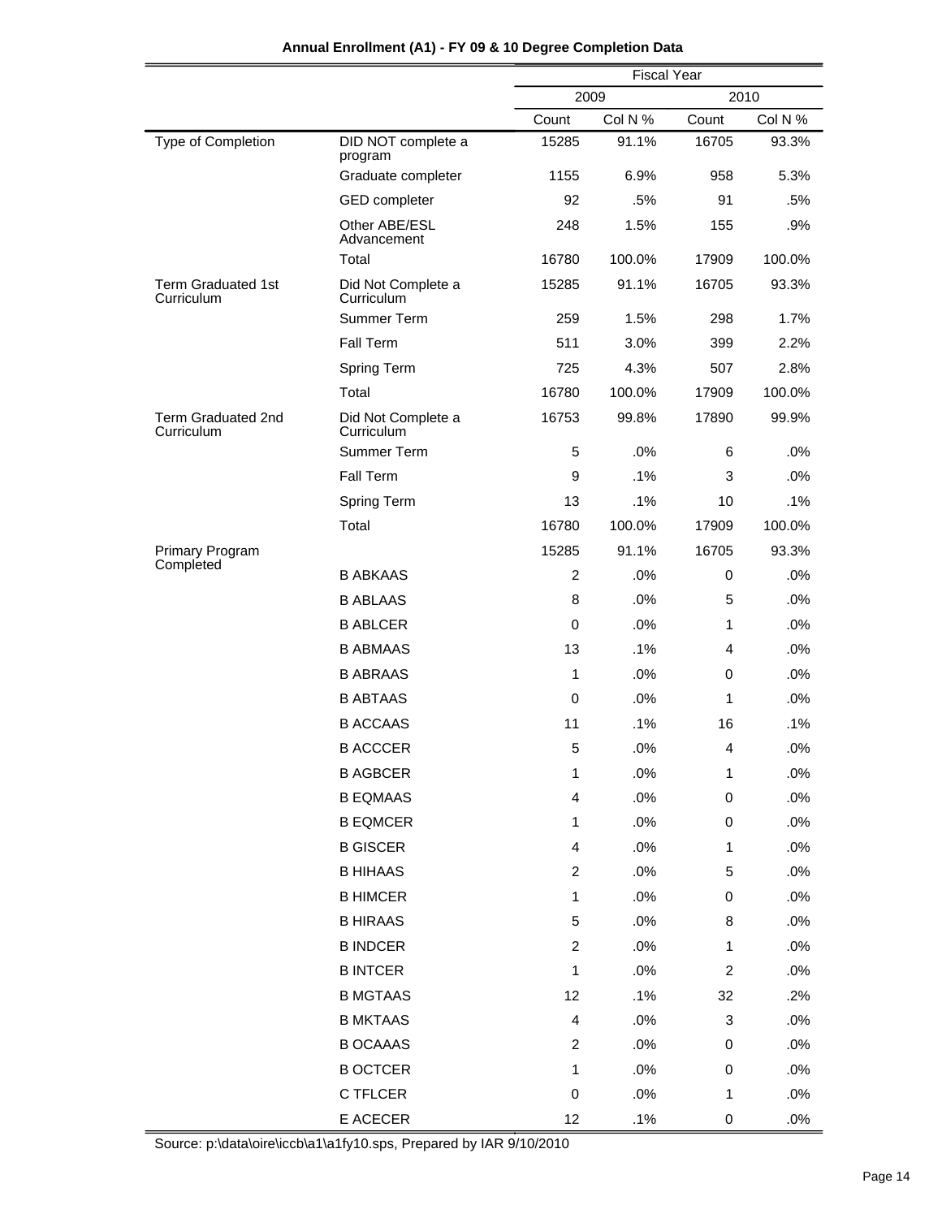**Annual Enrollment (A1) - FY 09 & 10 Degree Completion Data**

| | | Fiscal Year | | | |
|---|---|---|---|---|---|
| | | 2009 | | 2010 | |
| | | Count | Col N % | Count | Col N % |
| Type of Completion | DID NOT complete a program | 15285 | 91.1% | 16705 | 93.3% |
| | Graduate completer | 1155 | 6.9% | 958 | 5.3% |
| | GED completer | 92 | .5% | 91 | .5% |
| | Other ABE/ESL Advancement | 248 | 1.5% | 155 | .9% |
| | Total | 16780 | 100.0% | 17909 | 100.0% |
| Term Graduated 1st Curriculum | Did Not Complete a Curriculum | 15285 | 91.1% | 16705 | 93.3% |
| | Summer Term | 259 | 1.5% | 298 | 1.7% |
| | Fall Term | 511 | 3.0% | 399 | 2.2% |
| | Spring Term | 725 | 4.3% | 507 | 2.8% |
| | Total | 16780 | 100.0% | 17909 | 100.0% |
| Term Graduated 2nd Curriculum | Did Not Complete a Curriculum | 16753 | 99.8% | 17890 | 99.9% |
| | Summer Term | 5 | .0% | 6 | .0% |
| | Fall Term | 9 | .1% | 3 | .0% |
| | Spring Term | 13 | .1% | 10 | .1% |
| | Total | 16780 | 100.0% | 17909 | 100.0% |
| Primary Program Completed | | 15285 | 91.1% | 16705 | 93.3% |
| | B ABKAAS | 2 | .0% | 0 | .0% |
| | B ABLAAS | 8 | .0% | 5 | .0% |
| | B ABLCER | 0 | .0% | 1 | .0% |
| | B ABMAAS | 13 | .1% | 4 | .0% |
| | B ABRAAS | 1 | .0% | 0 | .0% |
| | B ABTAAS | 0 | .0% | 1 | .0% |
| | B ACCAAS | 11 | .1% | 16 | .1% |
| | B ACCCER | 5 | .0% | 4 | .0% |
| | B AGBCER | 1 | .0% | 1 | .0% |
| | B EQMAAS | 4 | .0% | 0 | .0% |
| | B EQMCER | 1 | .0% | 0 | .0% |
| | B GISCER | 4 | .0% | 1 | .0% |
| | B HIHAAS | 2 | .0% | 5 | .0% |
| | B HIMCER | 1 | .0% | 0 | .0% |
| | B HIRAAS | 5 | .0% | 8 | .0% |
| | B INDCER | 2 | .0% | 1 | .0% |
| | B INTCER | 1 | .0% | 2 | .0% |
| | B MGTAAS | 12 | .1% | 32 | .2% |
| | B MKTAAS | 4 | .0% | 3 | .0% |
| | B OCAAAS | 2 | .0% | 0 | .0% |
| | B OCTCER | 1 | .0% | 0 | .0% |
| | C TFLCER | 0 | .0% | 1 | .0% |
| | E ACECER | 12 | .1% | 0 | .0% |

Source: p:\data\oire\iccb\a1\a1fy10.sps, Prepared by IAR 9/10/2010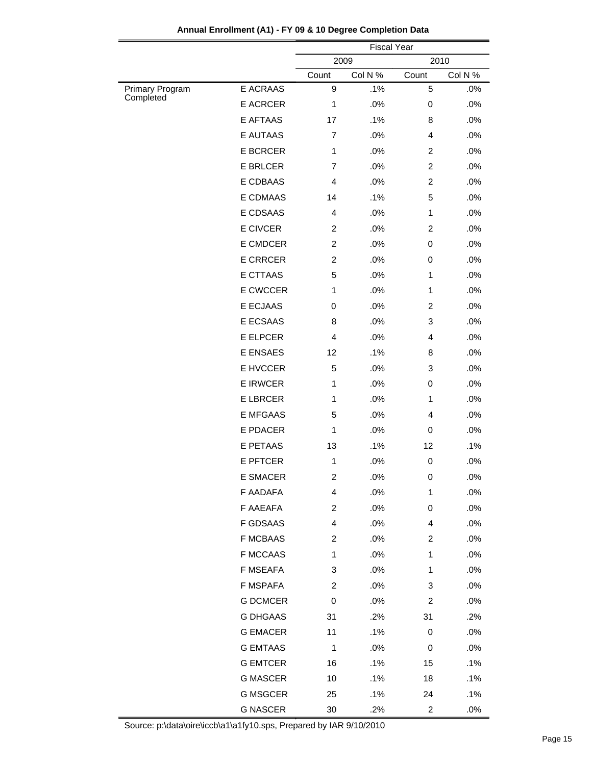**Annual Enrollment (A1) - FY 09 & 10 Degree Completion Data**

| | | Fiscal Year | | | |
|---|---|---|---|---|---|
| | | 2009 | | 2010 | |
| | | Count | Col N % | Count | Col N % |
| Primary Program Completed | E ACRAAS | 9 | .1% | 5 | .0% |
| | E ACRCER | 1 | .0% | 0 | .0% |
| | E AFTAAS | 17 | .1% | 8 | .0% |
| | E AUTAAS | 7 | .0% | 4 | .0% |
| | E BCRCER | 1 | .0% | 2 | .0% |
| | E BRLCER | 7 | .0% | 2 | .0% |
| | E CDBAAS | 4 | .0% | 2 | .0% |
| | E CDMAAS | 14 | .1% | 5 | .0% |
| | E CDSAAS | 4 | .0% | 1 | .0% |
| | E CIVCER | 2 | .0% | 2 | .0% |
| | E CMDCER | 2 | .0% | 0 | .0% |
| | E CRRCER | 2 | .0% | 0 | .0% |
| | E CTTAAS | 5 | .0% | 1 | .0% |
| | E CWCCER | 1 | .0% | 1 | .0% |
| | E ECJAAS | 0 | .0% | 2 | .0% |
| | E ECSAAS | 8 | .0% | 3 | .0% |
| | E ELPCER | 4 | .0% | 4 | .0% |
| | E ENSAES | 12 | .1% | 8 | .0% |
| | E HVCCER | 5 | .0% | 3 | .0% |
| | E IRWCER | 1 | .0% | 0 | .0% |
| | E LBRCER | 1 | .0% | 1 | .0% |
| | E MFGAAS | 5 | .0% | 4 | .0% |
| | E PDACER | 1 | .0% | 0 | .0% |
| | E PETAAS | 13 | .1% | 12 | .1% |
| | E PFTCER | 1 | .0% | 0 | .0% |
| | E SMACER | 2 | .0% | 0 | .0% |
| | F AADAFA | 4 | .0% | 1 | .0% |
| | F AAEAFA | 2 | .0% | 0 | .0% |
| | F GDSAAS | 4 | .0% | 4 | .0% |
| | F MCBAAS | 2 | .0% | 2 | .0% |
| | F MCCAAS | 1 | .0% | 1 | .0% |
| | F MSEAFA | 3 | .0% | 1 | .0% |
| | F MSPAFA | 2 | .0% | 3 | .0% |
| | G DCMCER | 0 | .0% | 2 | .0% |
| | G DHGAAS | 31 | .2% | 31 | .2% |
| | G EMACER | 11 | .1% | 0 | .0% |
| | G EMTAAS | 1 | .0% | 0 | .0% |
| | G EMTCER | 16 | .1% | 15 | .1% |
| | G MASCER | 10 | .1% | 18 | .1% |
| | G MSGCER | 25 | .1% | 24 | .1% |
| | G NASCER | 30 | .2% | 2 | .0% |

Source: p:\data\oire\iccb\a1\a1fy10.sps, Prepared by IAR 9/10/2010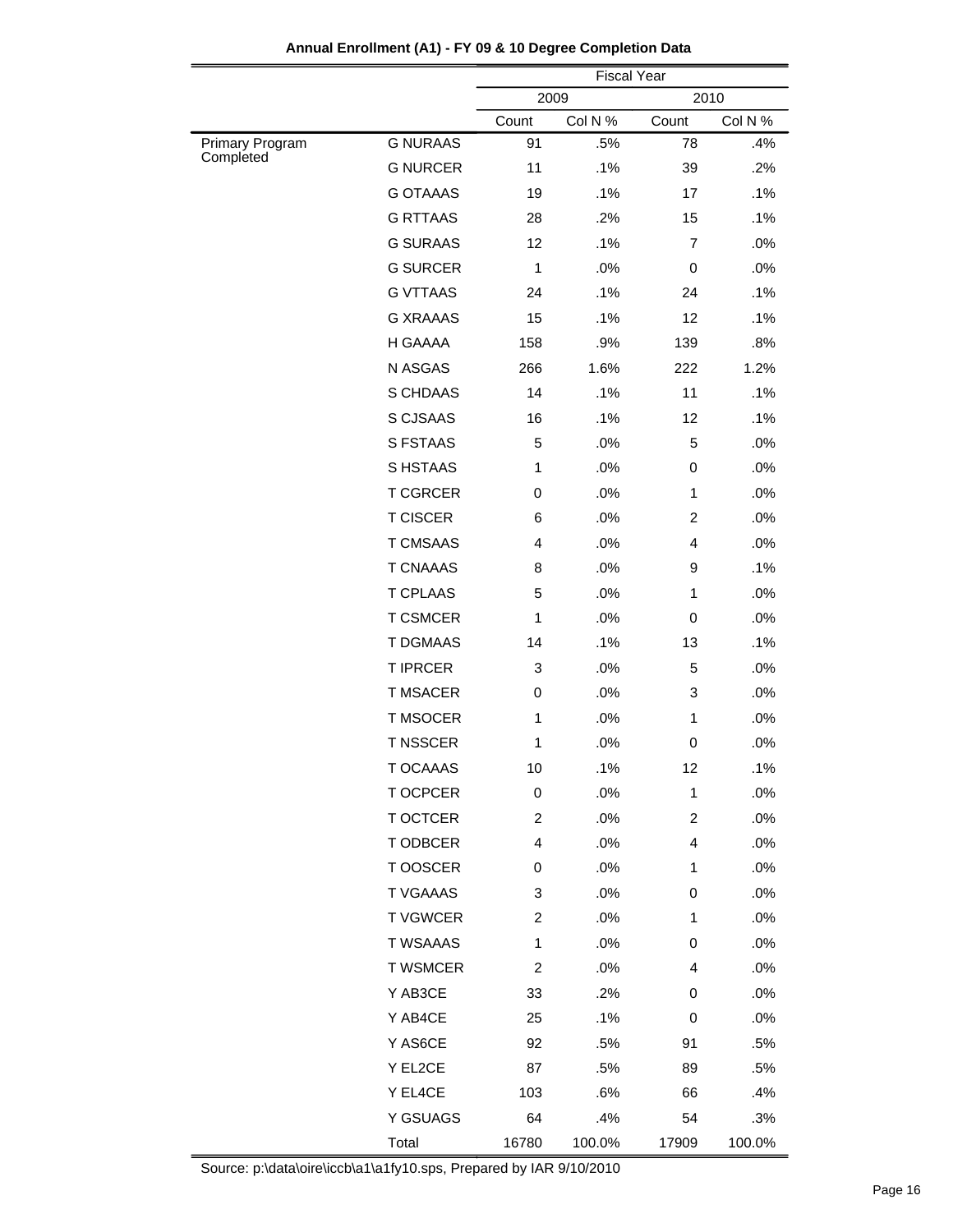**Annual Enrollment (A1) - FY 09 & 10 Degree Completion Data**

| | | Fiscal Year | | | |
|---|---|---|---|---|---|
| | | 2009 | | 2010 | |
| | | Count | Col N % | Count | Col N % |
| Primary Program Completed | G NURAAS | 91 | .5% | 78 | .4% |
| | G NURCER | 11 | .1% | 39 | .2% |
| | G OTAAAS | 19 | .1% | 17 | .1% |
| | G RTTAAS | 28 | .2% | 15 | .1% |
| | G SURAAS | 12 | .1% | 7 | .0% |
| | G SURCER | 1 | .0% | 0 | .0% |
| | G VTTAAS | 24 | .1% | 24 | .1% |
| | G XRAAAS | 15 | .1% | 12 | .1% |
| | H GAAAA | 158 | .9% | 139 | .8% |
| | N ASGAS | 266 | 1.6% | 222 | 1.2% |
| | S CHDAAS | 14 | .1% | 11 | .1% |
| | S CJSAAS | 16 | .1% | 12 | .1% |
| | S FSTAAS | 5 | .0% | 5 | .0% |
| | S HSTAAS | 1 | .0% | 0 | .0% |
| | T CGRCER | 0 | .0% | 1 | .0% |
| | T CISCER | 6 | .0% | 2 | .0% |
| | T CMSAAS | 4 | .0% | 4 | .0% |
| | T CNAAAS | 8 | .0% | 9 | .1% |
| | T CPLAAS | 5 | .0% | 1 | .0% |
| | T CSMCER | 1 | .0% | 0 | .0% |
| | T DGMAAS | 14 | .1% | 13 | .1% |
| | T IPRCER | 3 | .0% | 5 | .0% |
| | T MSACER | 0 | .0% | 3 | .0% |
| | T MSOCER | 1 | .0% | 1 | .0% |
| | T NSSCER | 1 | .0% | 0 | .0% |
| | T OCAAAS | 10 | .1% | 12 | .1% |
| | T OCPCER | 0 | .0% | 1 | .0% |
| | T OCTCER | 2 | .0% | 2 | .0% |
| | T ODBCER | 4 | .0% | 4 | .0% |
| | T OOSCER | 0 | .0% | 1 | .0% |
| | T VGAAAS | 3 | .0% | 0 | .0% |
| | T VGWCER | 2 | .0% | 1 | .0% |
| | T WSAAAS | 1 | .0% | 0 | .0% |
| | T WSMCER | 2 | .0% | 4 | .0% |
| | Y AB3CE | 33 | .2% | 0 | .0% |
| | Y AB4CE | 25 | .1% | 0 | .0% |
| | Y AS6CE | 92 | .5% | 91 | .5% |
| | Y EL2CE | 87 | .5% | 89 | .5% |
| | Y EL4CE | 103 | .6% | 66 | .4% |
| | Y GSUAGS | 64 | .4% | 54 | .3% |
| | Total | 16780 | 100.0% | 17909 | 100.0% |

Source: p:\data\oire\iccb\a1\a1fy10.sps, Prepared by IAR 9/10/2010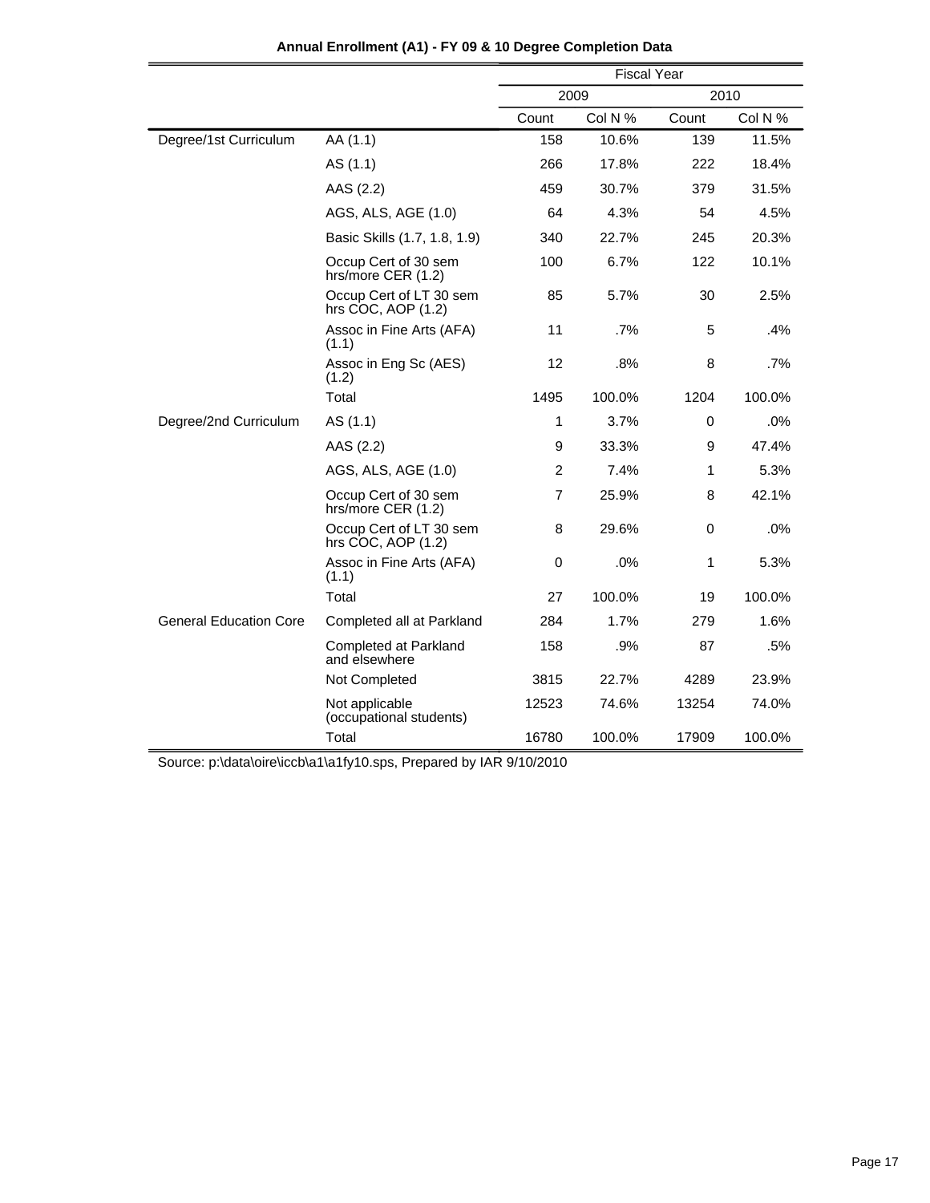**Annual Enrollment (A1) - FY 09 & 10 Degree Completion Data**

| | | Fiscal Year | | | |
|---|---|---|---|---|---|
| | | 2009 | | 2010 | |
| | | Count | Col N % | Count | Col N % |
| Degree/1st Curriculum | AA (1.1) | 158 | 10.6% | 139 | 11.5% |
| | AS (1.1) | 266 | 17.8% | 222 | 18.4% |
| | AAS (2.2) | 459 | 30.7% | 379 | 31.5% |
| | AGS, ALS, AGE (1.0) | 64 | 4.3% | 54 | 4.5% |
| | Basic Skills (1.7, 1.8, 1.9) | 340 | 22.7% | 245 | 20.3% |
| | Occup Cert of 30 sem hrs/more CER (1.2) | 100 | 6.7% | 122 | 10.1% |
| | Occup Cert of LT 30 sem hrs COC, AOP (1.2) | 85 | 5.7% | 30 | 2.5% |
| | Assoc in Fine Arts (AFA) (1.1) | 11 | .7% | 5 | .4% |
| | Assoc in Eng Sc (AES) (1.2) | 12 | .8% | 8 | .7% |
| | Total | 1495 | 100.0% | 1204 | 100.0% |
| Degree/2nd Curriculum | AS (1.1) | 1 | 3.7% | 0 | .0% |
| | AAS (2.2) | 9 | 33.3% | 9 | 47.4% |
| | AGS, ALS, AGE (1.0) | 2 | 7.4% | 1 | 5.3% |
| | Occup Cert of 30 sem hrs/more CER (1.2) | 7 | 25.9% | 8 | 42.1% |
| | Occup Cert of LT 30 sem hrs COC, AOP (1.2) | 8 | 29.6% | 0 | .0% |
| | Assoc in Fine Arts (AFA) (1.1) | 0 | .0% | 1 | 5.3% |
| | Total | 27 | 100.0% | 19 | 100.0% |
| General Education Core | Completed all at Parkland | 284 | 1.7% | 279 | 1.6% |
| | Completed at Parkland and elsewhere | 158 | .9% | 87 | .5% |
| | Not Completed | 3815 | 22.7% | 4289 | 23.9% |
| | Not applicable (occupational students) | 12523 | 74.6% | 13254 | 74.0% |
| | Total | 16780 | 100.0% | 17909 | 100.0% |

Source: p:\data\oire\iccb\a1\a1fy10.sps, Prepared by IAR 9/10/2010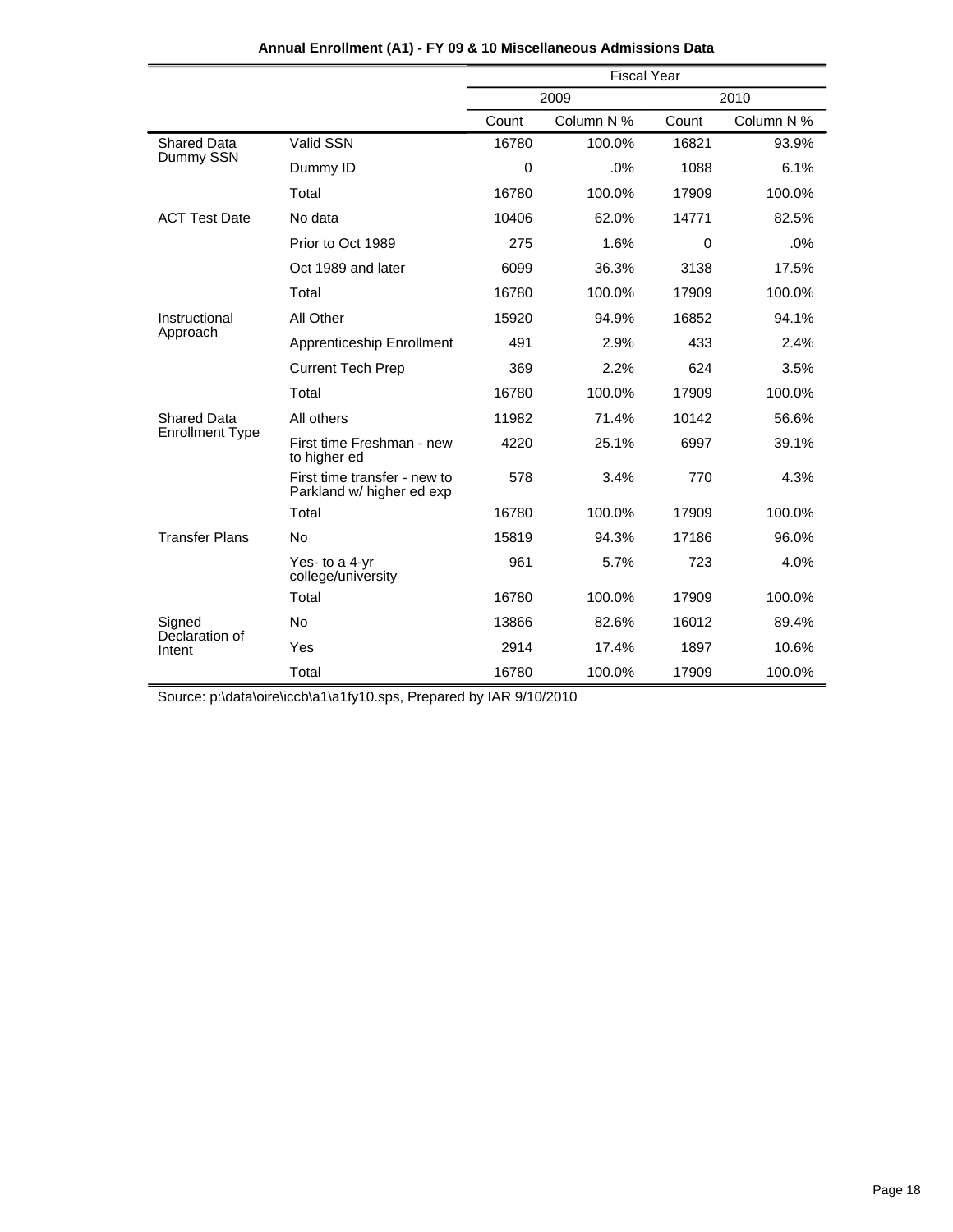**Annual Enrollment (A1) - FY 09 & 10 Miscellaneous Admissions Data**

| | | Fiscal Year | | | |
|---|---|---|---|---|---|
| | | 2009 | | 2010 | |
| | | Count | Column N % | Count | Column N % |
| Shared Data Dummy SSN | Valid SSN | 16780 | 100.0% | 16821 | 93.9% |
| | Dummy ID | 0 | .0% | 1088 | 6.1% |
| | Total | 16780 | 100.0% | 17909 | 100.0% |
| ACT Test Date | No data | 10406 | 62.0% | 14771 | 82.5% |
| | Prior to Oct 1989 | 275 | 1.6% | 0 | .0% |
| | Oct 1989 and later | 6099 | 36.3% | 3138 | 17.5% |
| | Total | 16780 | 100.0% | 17909 | 100.0% |
| Instructional Approach | All Other | 15920 | 94.9% | 16852 | 94.1% |
| | Apprenticeship Enrollment | 491 | 2.9% | 433 | 2.4% |
| | Current Tech Prep | 369 | 2.2% | 624 | 3.5% |
| | Total | 16780 | 100.0% | 17909 | 100.0% |
| Shared Data Enrollment Type | All others | 11982 | 71.4% | 10142 | 56.6% |
| | First time Freshman - new to higher ed | 4220 | 25.1% | 6997 | 39.1% |
| | First time transfer - new to Parkland w/ higher ed exp | 578 | 3.4% | 770 | 4.3% |
| | Total | 16780 | 100.0% | 17909 | 100.0% |
| Transfer Plans | No | 15819 | 94.3% | 17186 | 96.0% |
| | Yes- to a 4-yr college/university | 961 | 5.7% | 723 | 4.0% |
| | Total | 16780 | 100.0% | 17909 | 100.0% |
| Signed Declaration of Intent | No | 13866 | 82.6% | 16012 | 89.4% |
| | Yes | 2914 | 17.4% | 1897 | 10.6% |
| | Total | 16780 | 100.0% | 17909 | 100.0% |

Source: p:\data\oire\iccb\a1\a1fy10.sps, Prepared by IAR 9/10/2010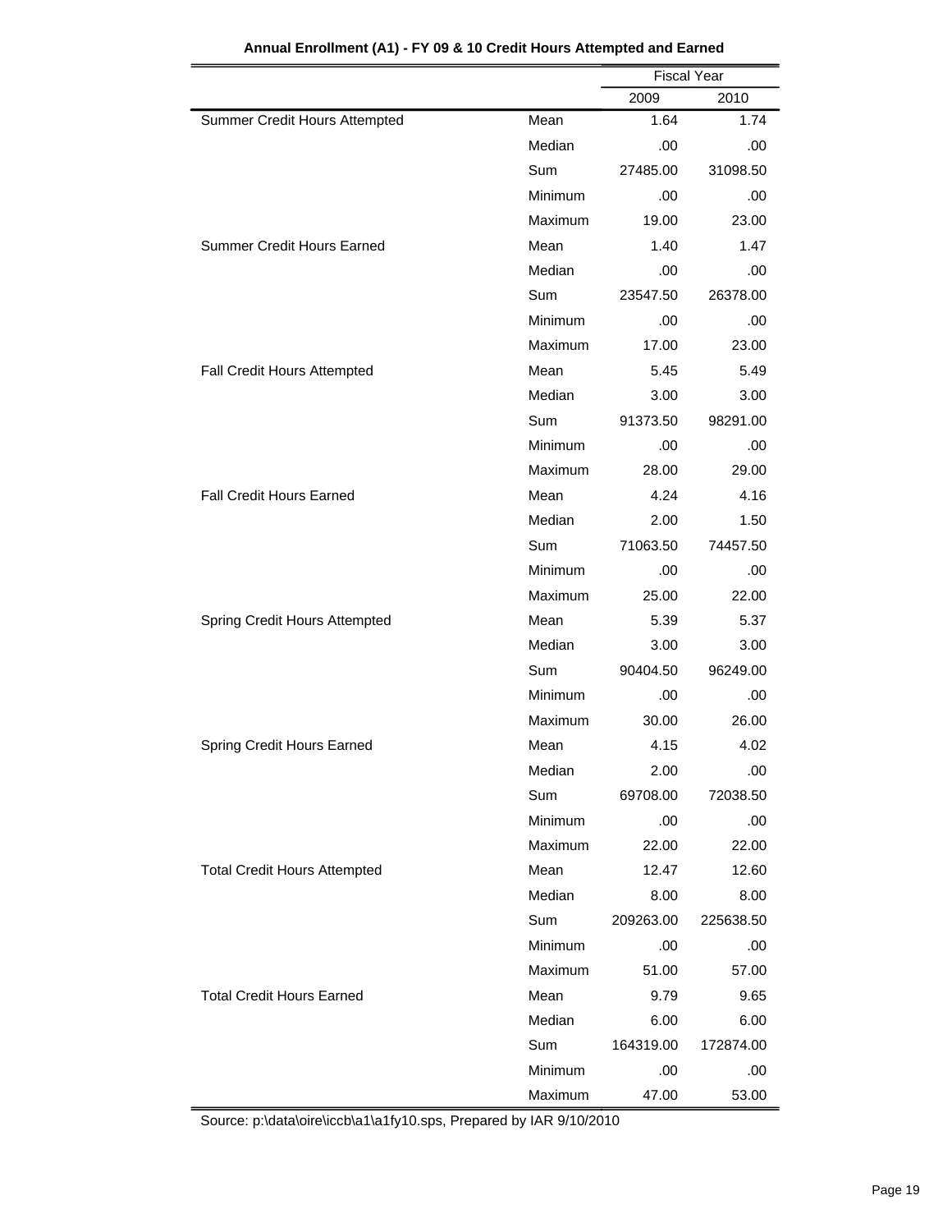**Annual Enrollment (A1) - FY 09 & 10 Credit Hours Attempted and Earned**

| | | Fiscal Year | |
|---|---|---|---|
| | | 2009 | 2010 |
| Summer Credit Hours Attempted | Mean | 1.64 | 1.74 |
| | Median | .00 | .00 |
| | Sum | 27485.00 | 31098.50 |
| | Minimum | .00 | .00 |
| | Maximum | 19.00 | 23.00 |
| Summer Credit Hours Earned | Mean | 1.40 | 1.47 |
| | Median | .00 | .00 |
| | Sum | 23547.50 | 26378.00 |
| | Minimum | .00 | .00 |
| | Maximum | 17.00 | 23.00 |
| Fall Credit Hours Attempted | Mean | 5.45 | 5.49 |
| | Median | 3.00 | 3.00 |
| | Sum | 91373.50 | 98291.00 |
| | Minimum | .00 | .00 |
| | Maximum | 28.00 | 29.00 |
| Fall Credit Hours Earned | Mean | 4.24 | 4.16 |
| | Median | 2.00 | 1.50 |
| | Sum | 71063.50 | 74457.50 |
| | Minimum | .00 | .00 |
| | Maximum | 25.00 | 22.00 |
| Spring Credit Hours Attempted | Mean | 5.39 | 5.37 |
| | Median | 3.00 | 3.00 |
| | Sum | 90404.50 | 96249.00 |
| | Minimum | .00 | .00 |
| | Maximum | 30.00 | 26.00 |
| Spring Credit Hours Earned | Mean | 4.15 | 4.02 |
| | Median | 2.00 | .00 |
| | Sum | 69708.00 | 72038.50 |
| | Minimum | .00 | .00 |
| | Maximum | 22.00 | 22.00 |
| Total Credit Hours Attempted | Mean | 12.47 | 12.60 |
| | Median | 8.00 | 8.00 |
| | Sum | 209263.00 | 225638.50 |
| | Minimum | .00 | .00 |
| | Maximum | 51.00 | 57.00 |
| Total Credit Hours Earned | Mean | 9.79 | 9.65 |
| | Median | 6.00 | 6.00 |
| | Sum | 164319.00 | 172874.00 |
| | Minimum | .00 | .00 |
| | Maximum | 47.00 | 53.00 |

Source: p:\data\oire\iccb\a1\a1fy10.sps, Prepared by IAR 9/10/2010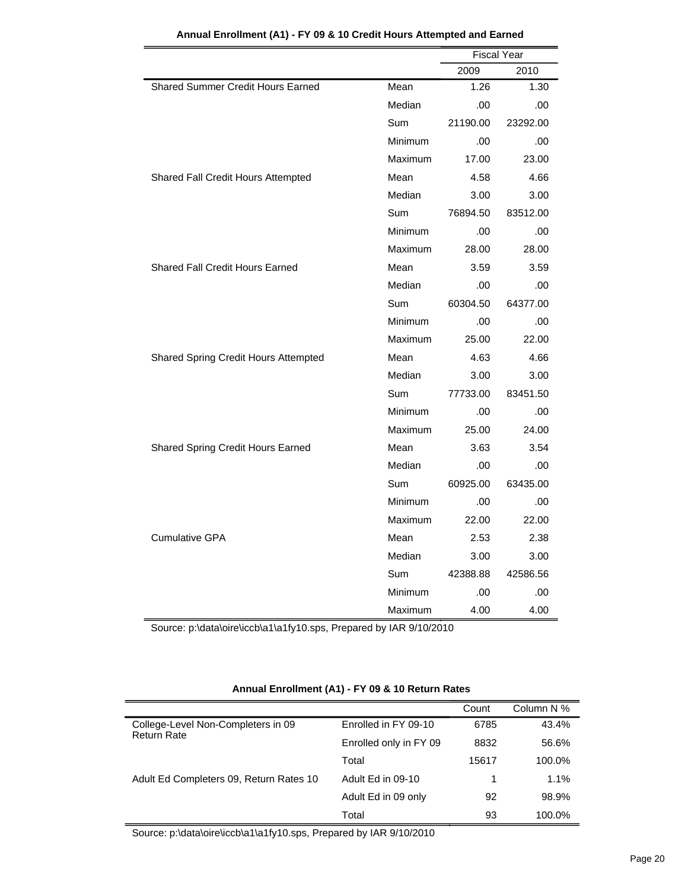**Annual Enrollment (A1) - FY 09 & 10 Credit Hours Attempted and Earned**

| | | Fiscal Year | |
|---|---|---|---|
| | | 2009 | 2010 |
| Shared Summer Credit Hours Earned | Mean | 1.26 | 1.30 |
| | Median | .00 | .00 |
| | Sum | 21190.00 | 23292.00 |
| | Minimum | .00 | .00 |
| | Maximum | 17.00 | 23.00 |
| Shared Fall Credit Hours Attempted | Mean | 4.58 | 4.66 |
| | Median | 3.00 | 3.00 |
| | Sum | 76894.50 | 83512.00 |
| | Minimum | .00 | .00 |
| | Maximum | 28.00 | 28.00 |
| Shared Fall Credit Hours Earned | Mean | 3.59 | 3.59 |
| | Median | .00 | .00 |
| | Sum | 60304.50 | 64377.00 |
| | Minimum | .00 | .00 |
| | Maximum | 25.00 | 22.00 |
| Shared Spring Credit Hours Attempted | Mean | 4.63 | 4.66 |
| | Median | 3.00 | 3.00 |
| | Sum | 77733.00 | 83451.50 |
| | Minimum | .00 | .00 |
| | Maximum | 25.00 | 24.00 |
| Shared Spring Credit Hours Earned | Mean | 3.63 | 3.54 |
| | Median | .00 | .00 |
| | Sum | 60925.00 | 63435.00 |
| | Minimum | .00 | .00 |
| | Maximum | 22.00 | 22.00 |
| Cumulative GPA | Mean | 2.53 | 2.38 |
| | Median | 3.00 | 3.00 |
| | Sum | 42388.88 | 42586.56 |
| | Minimum | .00 | .00 |
| | Maximum | 4.00 | 4.00 |

Source: p:\data\oire\iccb\a1\a1fy10.sps, Prepared by IAR 9/10/2010

**Annual Enrollment (A1) - FY 09 & 10 Return Rates**

| | | Count | Column N % |
|---|---|---|---|
| College-Level Non-Completers in 09 Return Rate | Enrolled in FY 09-10 | 6785 | 43.4% |
| | Enrolled only in FY 09 | 8832 | 56.6% |
| | Total | 15617 | 100.0% |
| Adult Ed Completers 09, Return Rates 10 | Adult Ed in 09-10 | 1 | 1.1% |
| | Adult Ed in 09 only | 92 | 98.9% |
| | Total | 93 | 100.0% |

Source: p:\data\oire\iccb\a1\a1fy10.sps, Prepared by IAR 9/10/2010